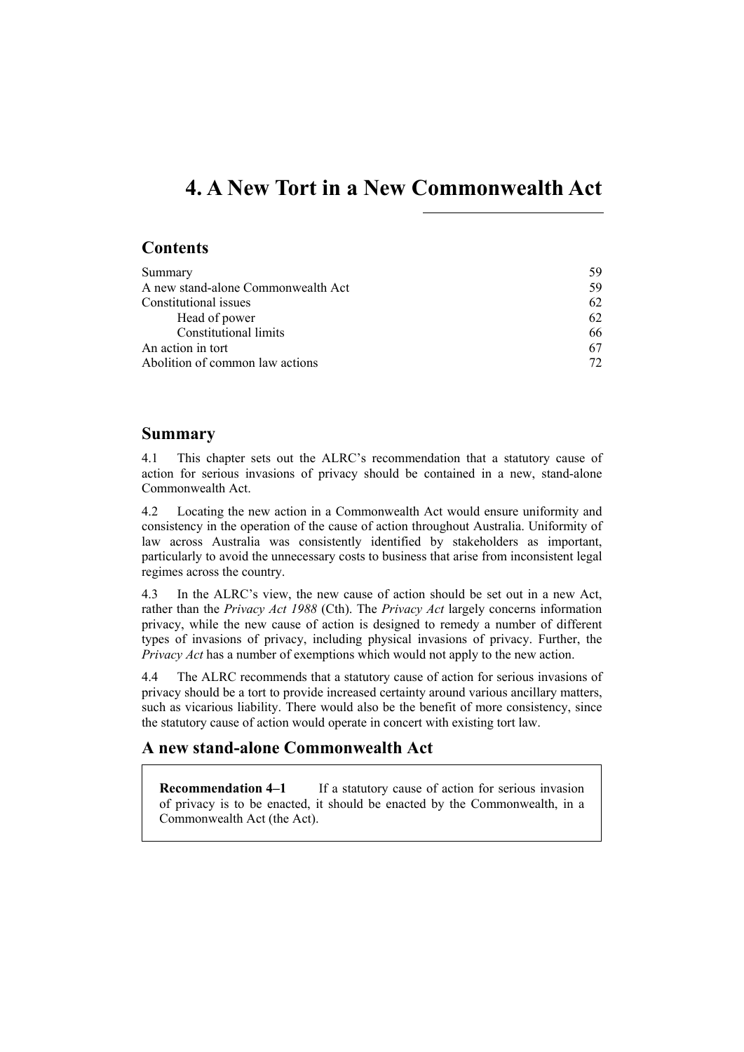# 4. A New Tort in a New Commonwealth Act

## Contents

| | |
|---|---|
| Summary | 59 |
| A new stand-alone Commonwealth Act | 59 |
| Constitutional issues | 62 |
| Head of power | 62 |
| Constitutional limits | 66 |
| An action in tort | 67 |
| Abolition of common law actions | 72 |

## Summary

4.1 This chapter sets out the ALRC's recommendation that a statutory cause of action for serious invasions of privacy should be contained in a new, stand-alone Commonwealth Act.

4.2 Locating the new action in a Commonwealth Act would ensure uniformity and consistency in the operation of the cause of action throughout Australia. Uniformity of law across Australia was consistently identified by stakeholders as important, particularly to avoid the unnecessary costs to business that arise from inconsistent legal regimes across the country.

4.3 In the ALRC's view, the new cause of action should be set out in a new Act, rather than the *Privacy Act 1988* (Cth). The *Privacy Act* largely concerns information privacy, while the new cause of action is designed to remedy a number of different types of invasions of privacy, including physical invasions of privacy. Further, the *Privacy Act* has a number of exemptions which would not apply to the new action.

4.4 The ALRC recommends that a statutory cause of action for serious invasions of privacy should be a tort to provide increased certainty around various ancillary matters, such as vicarious liability. There would also be the benefit of more consistency, since the statutory cause of action would operate in concert with existing tort law.

## A new stand-alone Commonwealth Act

> **Recommendation 4–1** If a statutory cause of action for serious invasion of privacy is to be enacted, it should be enacted by the Commonwealth, in a Commonwealth Act (the Act).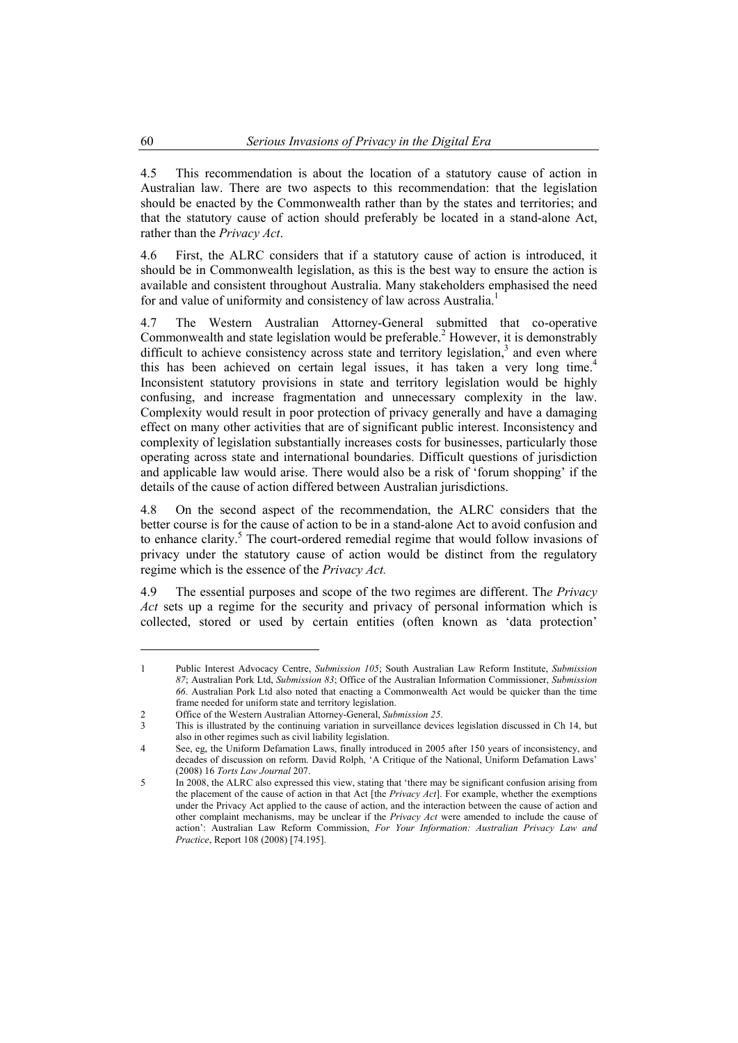4.5 This recommendation is about the location of a statutory cause of action in Australian law. There are two aspects to this recommendation: that the legislation should be enacted by the Commonwealth rather than by the states and territories; and that the statutory cause of action should preferably be located in a stand-alone Act, rather than the *Privacy Act*.

4.6 First, the ALRC considers that if a statutory cause of action is introduced, it should be in Commonwealth legislation, as this is the best way to ensure the action is available and consistent throughout Australia. Many stakeholders emphasised the need for and value of uniformity and consistency of law across Australia.[1]

4.7 The Western Australian Attorney-General submitted that co-operative Commonwealth and state legislation would be preferable.[2] However, it is demonstrably difficult to achieve consistency across state and territory legislation,[3] and even where this has been achieved on certain legal issues, it has taken a very long time.[4] Inconsistent statutory provisions in state and territory legislation would be highly confusing, and increase fragmentation and unnecessary complexity in the law. Complexity would result in poor protection of privacy generally and have a damaging effect on many other activities that are of significant public interest. Inconsistency and complexity of legislation substantially increases costs for businesses, particularly those operating across state and international boundaries. Difficult questions of jurisdiction and applicable law would arise. There would also be a risk of 'forum shopping' if the details of the cause of action differed between Australian jurisdictions.

4.8 On the second aspect of the recommendation, the ALRC considers that the better course is for the cause of action to be in a stand-alone Act to avoid confusion and to enhance clarity.[5] The court-ordered remedial regime that would follow invasions of privacy under the statutory cause of action would be distinct from the regulatory regime which is the essence of the *Privacy Act.*

4.9 The essential purposes and scope of the two regimes are different. The *Privacy Act* sets up a regime for the security and privacy of personal information which is collected, stored or used by certain entities (often known as 'data protection'

---

1 Public Interest Advocacy Centre, *Submission 105*; South Australian Law Reform Institute, *Submission 87*; Australian Pork Ltd, *Submission 83*; Office of the Australian Information Commissioner, *Submission 66*. Australian Pork Ltd also noted that enacting a Commonwealth Act would be quicker than the time frame needed for uniform state and territory legislation.

2 Office of the Western Australian Attorney-General, *Submission 25*.

3 This is illustrated by the continuing variation in surveillance devices legislation discussed in Ch 14, but also in other regimes such as civil liability legislation.

4 See, eg, the Uniform Defamation Laws, finally introduced in 2005 after 150 years of inconsistency, and decades of discussion on reform. David Rolph, 'A Critique of the National, Uniform Defamation Laws' (2008) 16 *Torts Law Journal* 207.

5 In 2008, the ALRC also expressed this view, stating that 'there may be significant confusion arising from the placement of the cause of action in that Act [the *Privacy Act*]. For example, whether the exemptions under the Privacy Act applied to the cause of action, and the interaction between the cause of action and other complaint mechanisms, may be unclear if the *Privacy Act* were amended to include the cause of action': Australian Law Reform Commission, *For Your Information: Australian Privacy Law and Practice*, Report 108 (2008) [74.195].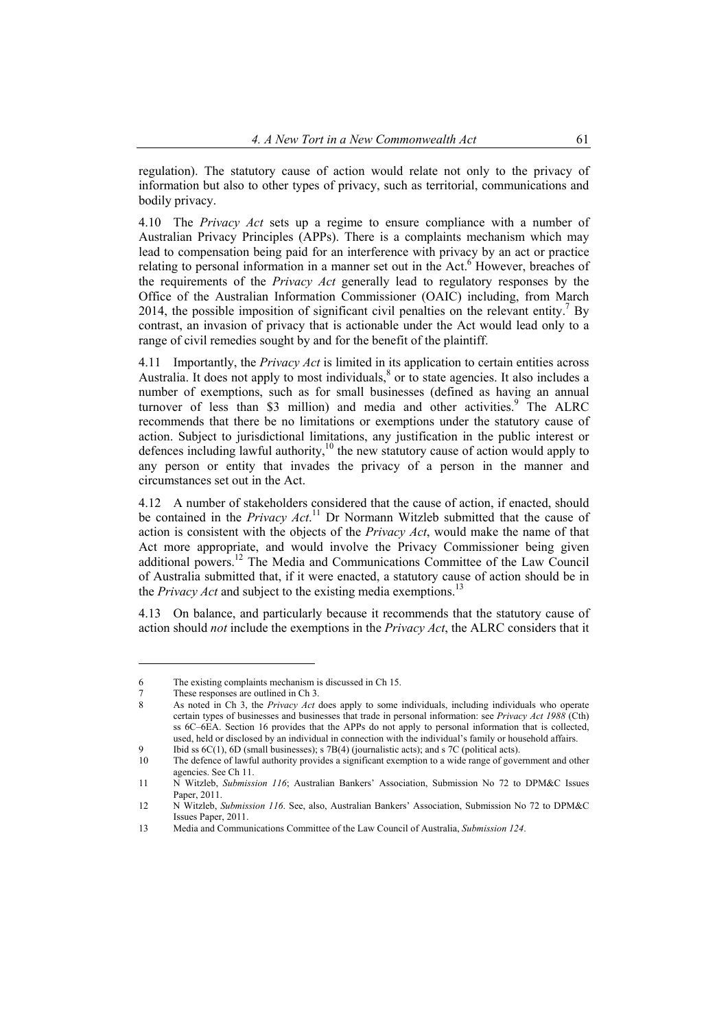regulation). The statutory cause of action would relate not only to the privacy of information but also to other types of privacy, such as territorial, communications and bodily privacy.

4.10 The *Privacy Act* sets up a regime to ensure compliance with a number of Australian Privacy Principles (APPs). There is a complaints mechanism which may lead to compensation being paid for an interference with privacy by an act or practice relating to personal information in a manner set out in the Act.[6] However, breaches of the requirements of the *Privacy Act* generally lead to regulatory responses by the Office of the Australian Information Commissioner (OAIC) including, from March 2014, the possible imposition of significant civil penalties on the relevant entity.[7] By contrast, an invasion of privacy that is actionable under the Act would lead only to a range of civil remedies sought by and for the benefit of the plaintiff.

4.11 Importantly, the *Privacy Act* is limited in its application to certain entities across Australia. It does not apply to most individuals,[8] or to state agencies. It also includes a number of exemptions, such as for small businesses (defined as having an annual turnover of less than $3 million) and media and other activities.[9] The ALRC recommends that there be no limitations or exemptions under the statutory cause of action. Subject to jurisdictional limitations, any justification in the public interest or defences including lawful authority,[10] the new statutory cause of action would apply to any person or entity that invades the privacy of a person in the manner and circumstances set out in the Act.

4.12 A number of stakeholders considered that the cause of action, if enacted, should be contained in the *Privacy Act*.[11] Dr Normann Witzleb submitted that the cause of action is consistent with the objects of the *Privacy Act*, would make the name of that Act more appropriate, and would involve the Privacy Commissioner being given additional powers.[12] The Media and Communications Committee of the Law Council of Australia submitted that, if it were enacted, a statutory cause of action should be in the *Privacy Act* and subject to the existing media exemptions.[13]

4.13 On balance, and particularly because it recommends that the statutory cause of action should *not* include the exemptions in the *Privacy Act*, the ALRC considers that it

---

6 The existing complaints mechanism is discussed in Ch 15.

7 These responses are outlined in Ch 3.

8 As noted in Ch 3, the *Privacy Act* does apply to some individuals, including individuals who operate certain types of businesses and businesses that trade in personal information: see *Privacy Act 1988* (Cth) ss 6C–6EA. Section 16 provides that the APPs do not apply to personal information that is collected, used, held or disclosed by an individual in connection with the individual's family or household affairs.

9 Ibid ss 6C(1), 6D (small businesses); s 7B(4) (journalistic acts); and s 7C (political acts).

10 The defence of lawful authority provides a significant exemption to a wide range of government and other agencies. See Ch 11.

11 N Witzleb, *Submission 116*; Australian Bankers' Association, Submission No 72 to DPM&C Issues Paper, 2011.

12 N Witzleb, *Submission 116*. See, also, Australian Bankers' Association, Submission No 72 to DPM&C Issues Paper, 2011.

13 Media and Communications Committee of the Law Council of Australia, *Submission 124*.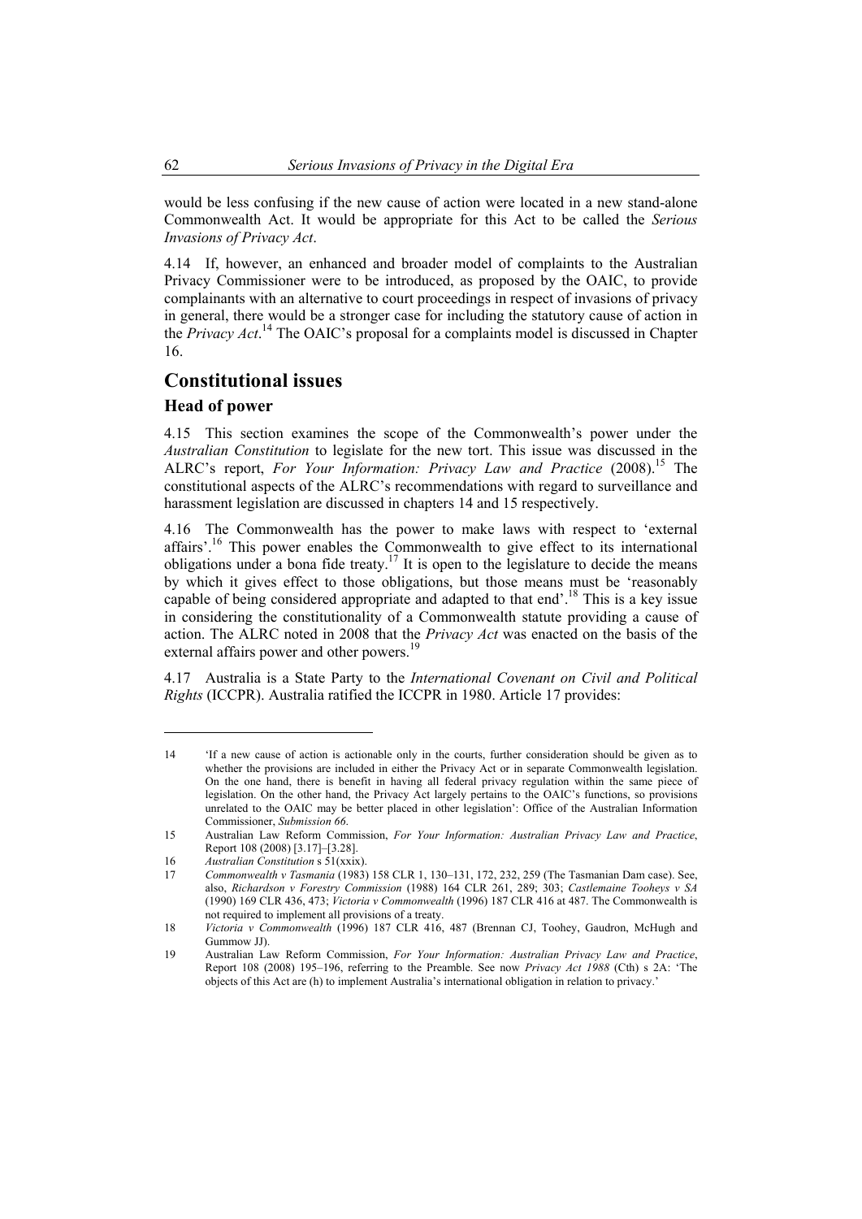would be less confusing if the new cause of action were located in a new stand-alone Commonwealth Act. It would be appropriate for this Act to be called the *Serious Invasions of Privacy Act*.

4.14 If, however, an enhanced and broader model of complaints to the Australian Privacy Commissioner were to be introduced, as proposed by the OAIC, to provide complainants with an alternative to court proceedings in respect of invasions of privacy in general, there would be a stronger case for including the statutory cause of action in the *Privacy Act*.[14] The OAIC's proposal for a complaints model is discussed in Chapter 16.

## Constitutional issues

### Head of power

4.15 This section examines the scope of the Commonwealth's power under the *Australian Constitution* to legislate for the new tort. This issue was discussed in the ALRC's report, *For Your Information: Privacy Law and Practice* (2008).[15] The constitutional aspects of the ALRC's recommendations with regard to surveillance and harassment legislation are discussed in chapters 14 and 15 respectively.

4.16 The Commonwealth has the power to make laws with respect to 'external affairs'.[16] This power enables the Commonwealth to give effect to its international obligations under a bona fide treaty.[17] It is open to the legislature to decide the means by which it gives effect to those obligations, but those means must be 'reasonably capable of being considered appropriate and adapted to that end'.[18] This is a key issue in considering the constitutionality of a Commonwealth statute providing a cause of action. The ALRC noted in 2008 that the *Privacy Act* was enacted on the basis of the external affairs power and other powers.[19]

4.17 Australia is a State Party to the *International Covenant on Civil and Political Rights* (ICCPR). Australia ratified the ICCPR in 1980. Article 17 provides:

---

14 'If a new cause of action is actionable only in the courts, further consideration should be given as to whether the provisions are included in either the Privacy Act or in separate Commonwealth legislation. On the one hand, there is benefit in having all federal privacy regulation within the same piece of legislation. On the other hand, the Privacy Act largely pertains to the OAIC's functions, so provisions unrelated to the OAIC may be better placed in other legislation': Office of the Australian Information Commissioner, *Submission 66*.

15 Australian Law Reform Commission, *For Your Information: Australian Privacy Law and Practice*, Report 108 (2008) [3.17]–[3.28].

16 *Australian Constitution* s 51(xxix).

17 *Commonwealth v Tasmania* (1983) 158 CLR 1, 130–131, 172, 232, 259 (The Tasmanian Dam case). See, also, *Richardson v Forestry Commission* (1988) 164 CLR 261, 289; 303; *Castlemaine Tooheys v SA* (1990) 169 CLR 436, 473; *Victoria v Commonwealth* (1996) 187 CLR 416 at 487. The Commonwealth is not required to implement all provisions of a treaty.

18 *Victoria v Commonwealth* (1996) 187 CLR 416, 487 (Brennan CJ, Toohey, Gaudron, McHugh and Gummow JJ).

19 Australian Law Reform Commission, *For Your Information: Australian Privacy Law and Practice*, Report 108 (2008) 195–196, referring to the Preamble. See now *Privacy Act 1988* (Cth) s 2A: 'The objects of this Act are (h) to implement Australia's international obligation in relation to privacy.'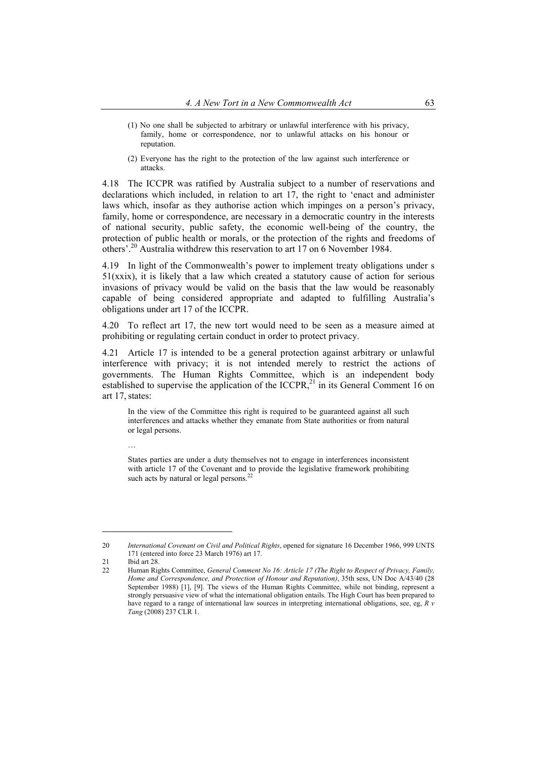> (1) No one shall be subjected to arbitrary or unlawful interference with his privacy, family, home or correspondence, nor to unlawful attacks on his honour or reputation.
>
> (2) Everyone has the right to the protection of the law against such interference or attacks.

4.18 The ICCPR was ratified by Australia subject to a number of reservations and declarations which included, in relation to art 17, the right to 'enact and administer laws which, insofar as they authorise action which impinges on a person's privacy, family, home or correspondence, are necessary in a democratic country in the interests of national security, public safety, the economic well-being of the country, the protection of public health or morals, or the protection of the rights and freedoms of others'.[20] Australia withdrew this reservation to art 17 on 6 November 1984.

4.19 In light of the Commonwealth's power to implement treaty obligations under s 51(xxix), it is likely that a law which created a statutory cause of action for serious invasions of privacy would be valid on the basis that the law would be reasonably capable of being considered appropriate and adapted to fulfilling Australia's obligations under art 17 of the ICCPR.

4.20 To reflect art 17, the new tort would need to be seen as a measure aimed at prohibiting or regulating certain conduct in order to protect privacy.

4.21 Article 17 is intended to be a general protection against arbitrary or unlawful interference with privacy; it is not intended merely to restrict the actions of governments. The Human Rights Committee, which is an independent body established to supervise the application of the ICCPR,[21] in its General Comment 16 on art 17, states:

> In the view of the Committee this right is required to be guaranteed against all such interferences and attacks whether they emanate from State authorities or from natural or legal persons.
>
> …
>
> States parties are under a duty themselves not to engage in interferences inconsistent with article 17 of the Covenant and to provide the legislative framework prohibiting such acts by natural or legal persons.[22]

---

20 *International Covenant on Civil and Political Rights*, opened for signature 16 December 1966, 999 UNTS 171 (entered into force 23 March 1976) art 17.

21 Ibid art 28.

22 Human Rights Committee, *General Comment No 16: Article 17 (The Right to Respect of Privacy, Family, Home and Correspondence, and Protection of Honour and Reputation)*, 35th sess, UN Doc A/43/40 (28 September 1988) [1], [9]. The views of the Human Rights Committee, while not binding, represent a strongly persuasive view of what the international obligation entails. The High Court has been prepared to have regard to a range of international law sources in interpreting international obligations, see, eg, *R v Tang* (2008) 237 CLR 1.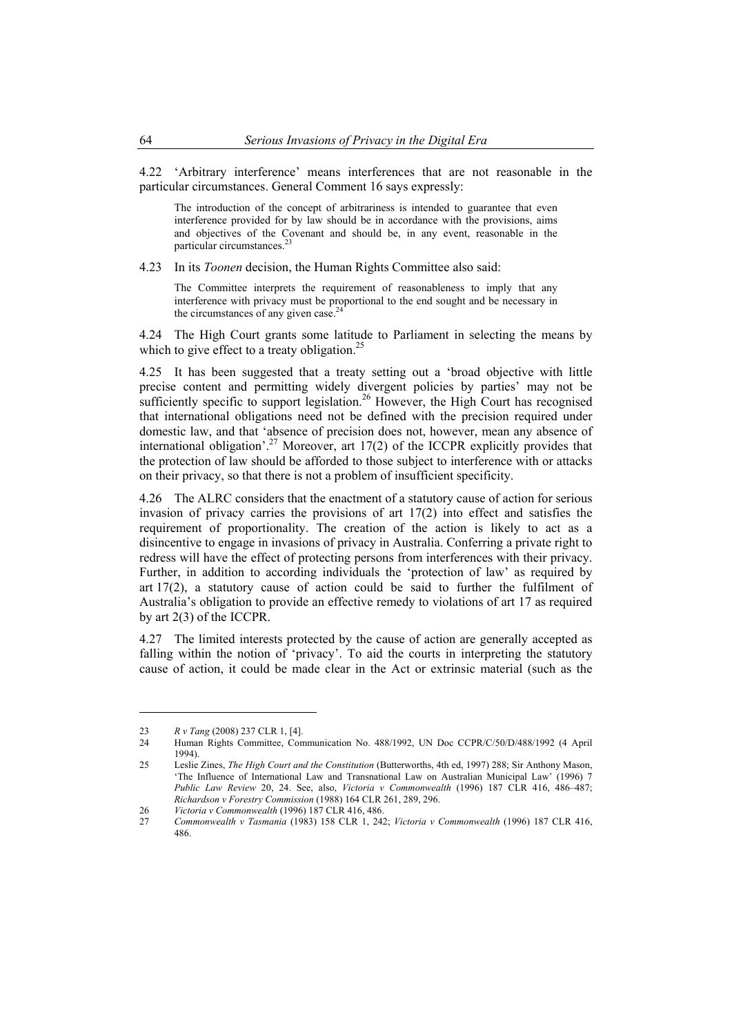4.22 'Arbitrary interference' means interferences that are not reasonable in the particular circumstances. General Comment 16 says expressly:

> The introduction of the concept of arbitrariness is intended to guarantee that even interference provided for by law should be in accordance with the provisions, aims and objectives of the Covenant and should be, in any event, reasonable in the particular circumstances.[23]

4.23 In its *Toonen* decision, the Human Rights Committee also said:

> The Committee interprets the requirement of reasonableness to imply that any interference with privacy must be proportional to the end sought and be necessary in the circumstances of any given case.[24]

4.24 The High Court grants some latitude to Parliament in selecting the means by which to give effect to a treaty obligation.[25]

4.25 It has been suggested that a treaty setting out a 'broad objective with little precise content and permitting widely divergent policies by parties' may not be sufficiently specific to support legislation.[26] However, the High Court has recognised that international obligations need not be defined with the precision required under domestic law, and that 'absence of precision does not, however, mean any absence of international obligation'.[27] Moreover, art 17(2) of the ICCPR explicitly provides that the protection of law should be afforded to those subject to interference with or attacks on their privacy, so that there is not a problem of insufficient specificity.

4.26 The ALRC considers that the enactment of a statutory cause of action for serious invasion of privacy carries the provisions of art 17(2) into effect and satisfies the requirement of proportionality. The creation of the action is likely to act as a disincentive to engage in invasions of privacy in Australia. Conferring a private right to redress will have the effect of protecting persons from interferences with their privacy. Further, in addition to according individuals the 'protection of law' as required by art 17(2), a statutory cause of action could be said to further the fulfilment of Australia's obligation to provide an effective remedy to violations of art 17 as required by art 2(3) of the ICCPR.

4.27 The limited interests protected by the cause of action are generally accepted as falling within the notion of 'privacy'. To aid the courts in interpreting the statutory cause of action, it could be made clear in the Act or extrinsic material (such as the

---

23 *R v Tang* (2008) 237 CLR 1, [4].

24 Human Rights Committee, Communication No. 488/1992, UN Doc CCPR/C/50/D/488/1992 (4 April 1994).

25 Leslie Zines, *The High Court and the Constitution* (Butterworths, 4th ed, 1997) 288; Sir Anthony Mason, 'The Influence of International Law and Transnational Law on Australian Municipal Law' (1996) 7 *Public Law Review* 20, 24. See, also, *Victoria v Commonwealth* (1996) 187 CLR 416, 486–487; *Richardson v Forestry Commission* (1988) 164 CLR 261, 289, 296.

26 *Victoria v Commonwealth* (1996) 187 CLR 416, 486.

27 *Commonwealth v Tasmania* (1983) 158 CLR 1, 242; *Victoria v Commonwealth* (1996) 187 CLR 416, 486.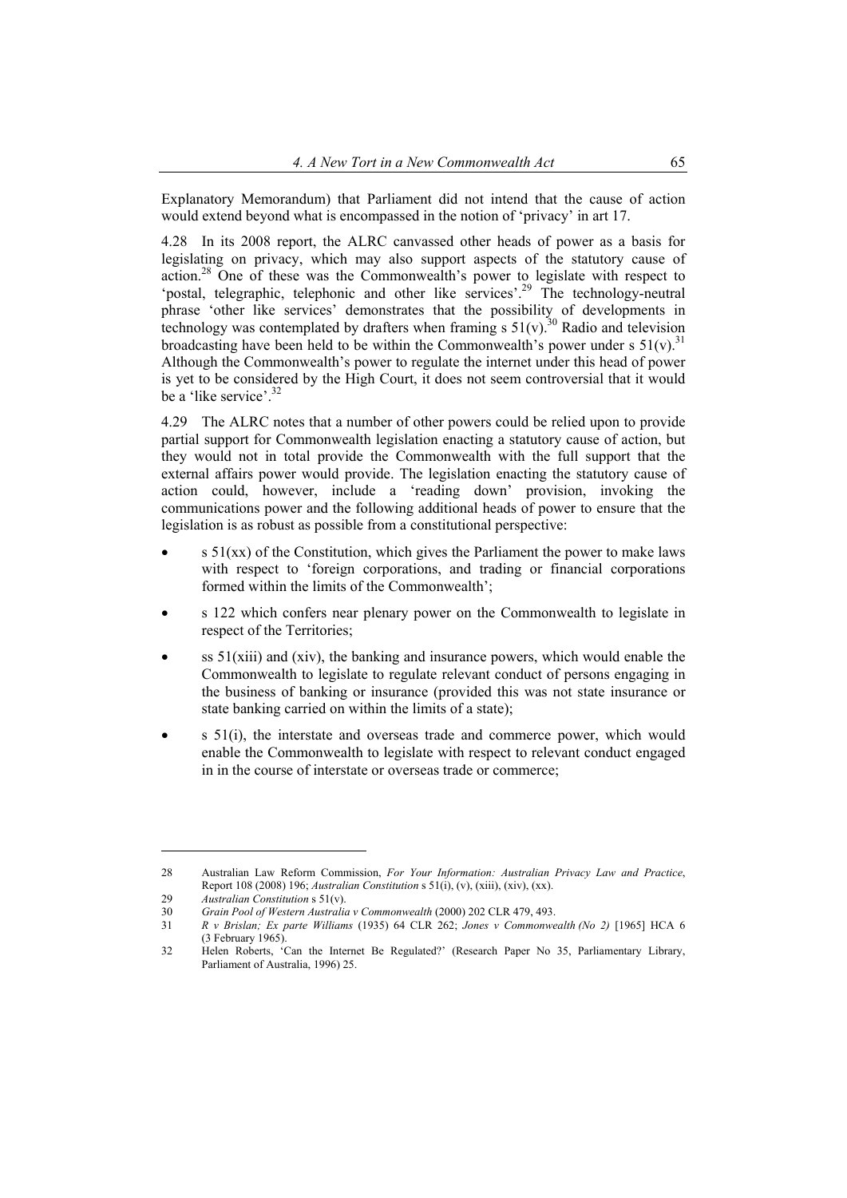Explanatory Memorandum) that Parliament did not intend that the cause of action would extend beyond what is encompassed in the notion of 'privacy' in art 17.

4.28 In its 2008 report, the ALRC canvassed other heads of power as a basis for legislating on privacy, which may also support aspects of the statutory cause of action.[28] One of these was the Commonwealth's power to legislate with respect to 'postal, telegraphic, telephonic and other like services'.[29] The technology-neutral phrase 'other like services' demonstrates that the possibility of developments in technology was contemplated by drafters when framing s 51(v).[30] Radio and television broadcasting have been held to be within the Commonwealth's power under s 51(v).[31] Although the Commonwealth's power to regulate the internet under this head of power is yet to be considered by the High Court, it does not seem controversial that it would be a 'like service'.[32]

4.29 The ALRC notes that a number of other powers could be relied upon to provide partial support for Commonwealth legislation enacting a statutory cause of action, but they would not in total provide the Commonwealth with the full support that the external affairs power would provide. The legislation enacting the statutory cause of action could, however, include a 'reading down' provision, invoking the communications power and the following additional heads of power to ensure that the legislation is as robust as possible from a constitutional perspective:

- s 51(xx) of the Constitution, which gives the Parliament the power to make laws with respect to 'foreign corporations, and trading or financial corporations formed within the limits of the Commonwealth';
- s 122 which confers near plenary power on the Commonwealth to legislate in respect of the Territories;
- ss 51(xiii) and (xiv), the banking and insurance powers, which would enable the Commonwealth to legislate to regulate relevant conduct of persons engaging in the business of banking or insurance (provided this was not state insurance or state banking carried on within the limits of a state);
- s 51(i), the interstate and overseas trade and commerce power, which would enable the Commonwealth to legislate with respect to relevant conduct engaged in in the course of interstate or overseas trade or commerce;

---

28 Australian Law Reform Commission, *For Your Information: Australian Privacy Law and Practice*, Report 108 (2008) 196; *Australian Constitution* s 51(i), (v), (xiii), (xiv), (xx).

29 *Australian Constitution* s 51(v).

30 *Grain Pool of Western Australia v Commonwealth* (2000) 202 CLR 479, 493.

31 *R v Brislan; Ex parte Williams* (1935) 64 CLR 262; *Jones v Commonwealth (No 2)* [1965] HCA 6 (3 February 1965).

32 Helen Roberts, 'Can the Internet Be Regulated?' (Research Paper No 35, Parliamentary Library, Parliament of Australia, 1996) 25.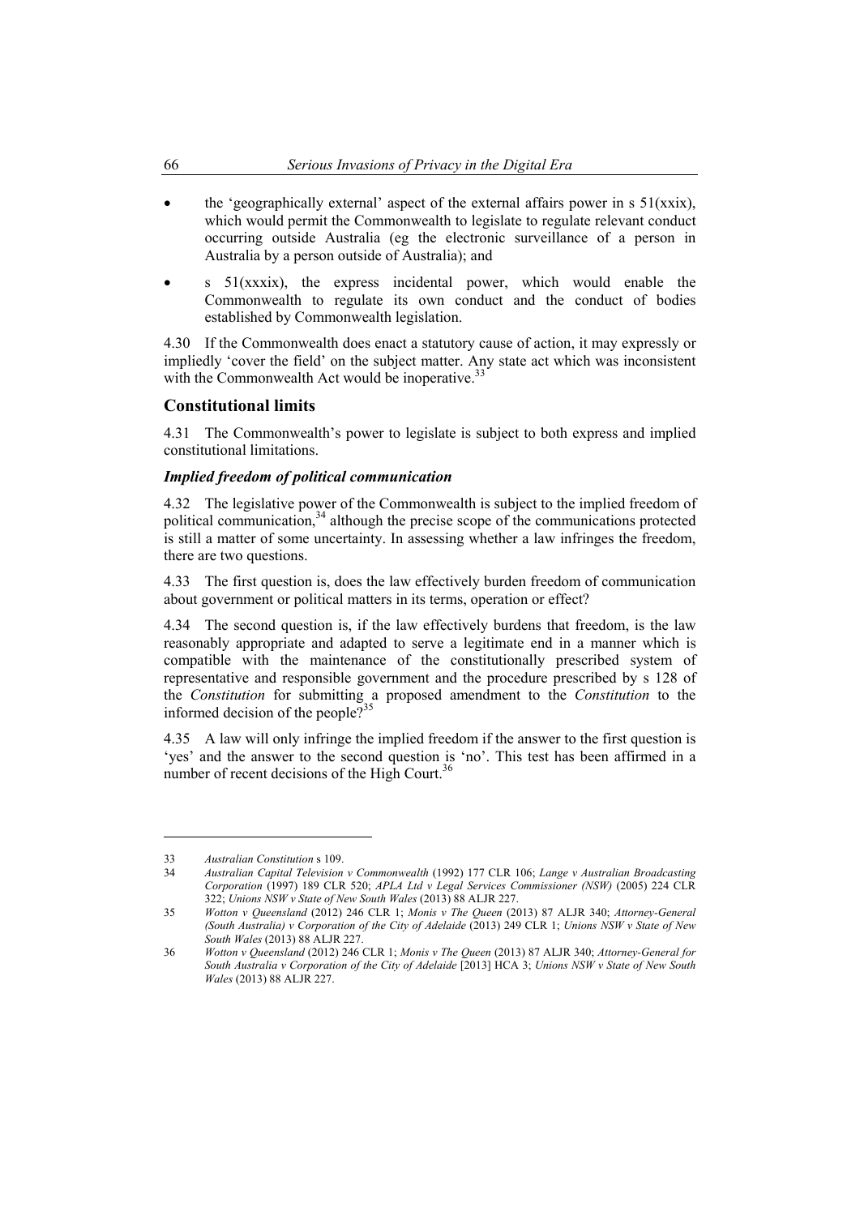- the 'geographically external' aspect of the external affairs power in s 51(xxix), which would permit the Commonwealth to legislate to regulate relevant conduct occurring outside Australia (eg the electronic surveillance of a person in Australia by a person outside of Australia); and
- s 51(xxxix), the express incidental power, which would enable the Commonwealth to regulate its own conduct and the conduct of bodies established by Commonwealth legislation.

4.30 If the Commonwealth does enact a statutory cause of action, it may expressly or impliedly 'cover the field' on the subject matter. Any state act which was inconsistent with the Commonwealth Act would be inoperative.[33]

## Constitutional limits

4.31 The Commonwealth's power to legislate is subject to both express and implied constitutional limitations.

### *Implied freedom of political communication*

4.32 The legislative power of the Commonwealth is subject to the implied freedom of political communication,[34] although the precise scope of the communications protected is still a matter of some uncertainty. In assessing whether a law infringes the freedom, there are two questions.

4.33 The first question is, does the law effectively burden freedom of communication about government or political matters in its terms, operation or effect?

4.34 The second question is, if the law effectively burdens that freedom, is the law reasonably appropriate and adapted to serve a legitimate end in a manner which is compatible with the maintenance of the constitutionally prescribed system of representative and responsible government and the procedure prescribed by s 128 of the *Constitution* for submitting a proposed amendment to the *Constitution* to the informed decision of the people?[35]

4.35 A law will only infringe the implied freedom if the answer to the first question is 'yes' and the answer to the second question is 'no'. This test has been affirmed in a number of recent decisions of the High Court.[36]

---

33 *Australian Constitution* s 109.

34 *Australian Capital Television v Commonwealth* (1992) 177 CLR 106; *Lange v Australian Broadcasting Corporation* (1997) 189 CLR 520; *APLA Ltd v Legal Services Commissioner (NSW)* (2005) 224 CLR 322; *Unions NSW v State of New South Wales* (2013) 88 ALJR 227.

35 *Wotton v Queensland* (2012) 246 CLR 1; *Monis v The Queen* (2013) 87 ALJR 340; *Attorney-General (South Australia) v Corporation of the City of Adelaide* (2013) 249 CLR 1; *Unions NSW v State of New South Wales* (2013) 88 ALJR 227.

36 *Wotton v Queensland* (2012) 246 CLR 1; *Monis v The Queen* (2013) 87 ALJR 340; *Attorney-General for South Australia v Corporation of the City of Adelaide* [2013] HCA 3; *Unions NSW v State of New South Wales* (2013) 88 ALJR 227.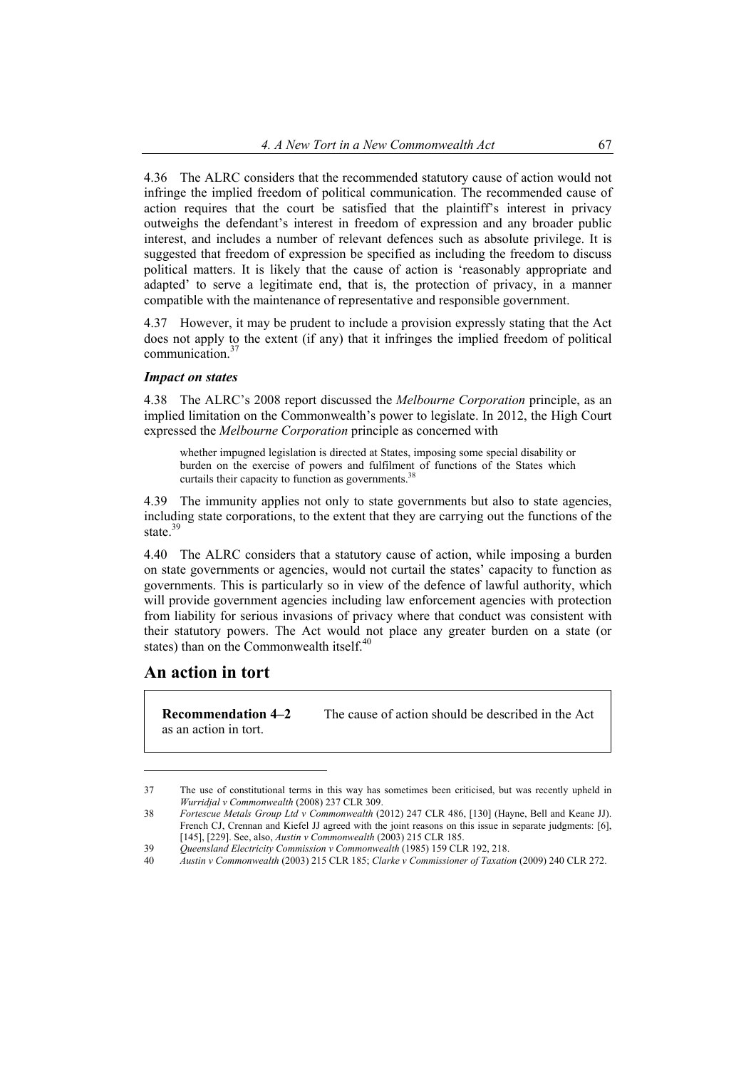4.36 The ALRC considers that the recommended statutory cause of action would not infringe the implied freedom of political communication. The recommended cause of action requires that the court be satisfied that the plaintiff's interest in privacy outweighs the defendant's interest in freedom of expression and any broader public interest, and includes a number of relevant defences such as absolute privilege. It is suggested that freedom of expression be specified as including the freedom to discuss political matters. It is likely that the cause of action is 'reasonably appropriate and adapted' to serve a legitimate end, that is, the protection of privacy, in a manner compatible with the maintenance of representative and responsible government.

4.37 However, it may be prudent to include a provision expressly stating that the Act does not apply to the extent (if any) that it infringes the implied freedom of political communication.[37]

### *Impact on states*

4.38 The ALRC's 2008 report discussed the *Melbourne Corporation* principle, as an implied limitation on the Commonwealth's power to legislate. In 2012, the High Court expressed the *Melbourne Corporation* principle as concerned with

> whether impugned legislation is directed at States, imposing some special disability or burden on the exercise of powers and fulfilment of functions of the States which curtails their capacity to function as governments.[38]

4.39 The immunity applies not only to state governments but also to state agencies, including state corporations, to the extent that they are carrying out the functions of the state.[39]

4.40 The ALRC considers that a statutory cause of action, while imposing a burden on state governments or agencies, would not curtail the states' capacity to function as governments. This is particularly so in view of the defence of lawful authority, which will provide government agencies including law enforcement agencies with protection from liability for serious invasions of privacy where that conduct was consistent with their statutory powers. The Act would not place any greater burden on a state (or states) than on the Commonwealth itself.[40]

## An action in tort

> **Recommendation 4–2** The cause of action should be described in the Act as an action in tort.

---

37 The use of constitutional terms in this way has sometimes been criticised, but was recently upheld in *Wurridjal v Commonwealth* (2008) 237 CLR 309.

38 *Fortescue Metals Group Ltd v Commonwealth* (2012) 247 CLR 486, [130] (Hayne, Bell and Keane JJ). French CJ, Crennan and Kiefel JJ agreed with the joint reasons on this issue in separate judgments: [6], [145], [229]. See, also, *Austin v Commonwealth* (2003) 215 CLR 185.

39 *Queensland Electricity Commission v Commonwealth* (1985) 159 CLR 192, 218.

40 *Austin v Commonwealth* (2003) 215 CLR 185; *Clarke v Commissioner of Taxation* (2009) 240 CLR 272.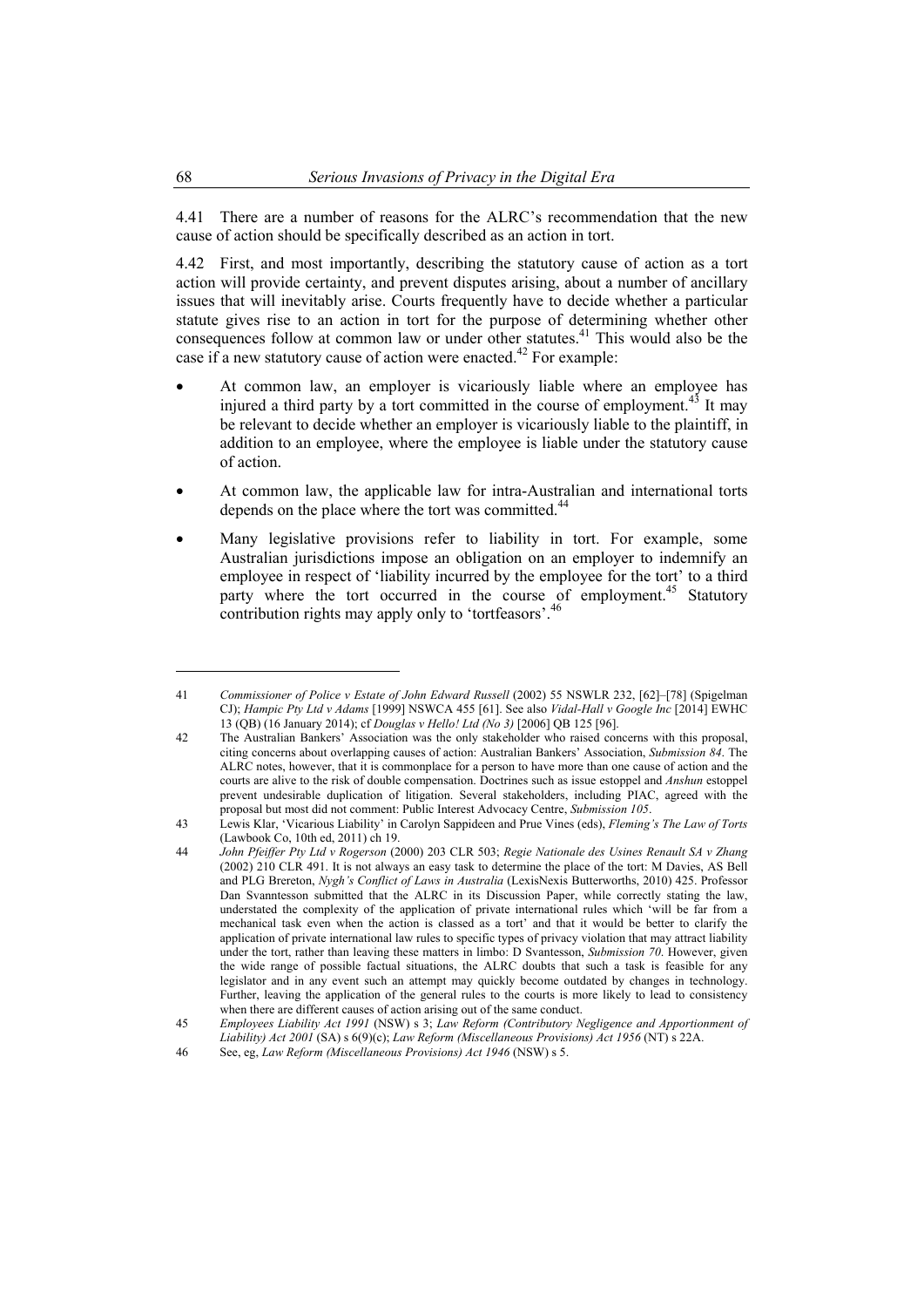4.41 There are a number of reasons for the ALRC's recommendation that the new cause of action should be specifically described as an action in tort.

4.42 First, and most importantly, describing the statutory cause of action as a tort action will provide certainty, and prevent disputes arising, about a number of ancillary issues that will inevitably arise. Courts frequently have to decide whether a particular statute gives rise to an action in tort for the purpose of determining whether other consequences follow at common law or under other statutes.[41] This would also be the case if a new statutory cause of action were enacted.[42] For example:

- At common law, an employer is vicariously liable where an employee has injured a third party by a tort committed in the course of employment.[43] It may be relevant to decide whether an employer is vicariously liable to the plaintiff, in addition to an employee, where the employee is liable under the statutory cause of action.
- At common law, the applicable law for intra-Australian and international torts depends on the place where the tort was committed.[44]
- Many legislative provisions refer to liability in tort. For example, some Australian jurisdictions impose an obligation on an employer to indemnify an employee in respect of 'liability incurred by the employee for the tort' to a third party where the tort occurred in the course of employment.[45] Statutory contribution rights may apply only to 'tortfeasors'.[46]

---

41 *Commissioner of Police v Estate of John Edward Russell* (2002) 55 NSWLR 232, [62]–[78] (Spigelman CJ); *Hampic Pty Ltd v Adams* [1999] NSWCA 455 [61]. See also *Vidal-Hall v Google Inc* [2014] EWHC 13 (QB) (16 January 2014); cf *Douglas v Hello! Ltd (No 3)* [2006] QB 125 [96].

42 The Australian Bankers' Association was the only stakeholder who raised concerns with this proposal, citing concerns about overlapping causes of action: Australian Bankers' Association, *Submission 84*. The ALRC notes, however, that it is commonplace for a person to have more than one cause of action and the courts are alive to the risk of double compensation. Doctrines such as issue estoppel and *Anshun* estoppel prevent undesirable duplication of litigation. Several stakeholders, including PIAC, agreed with the proposal but most did not comment: Public Interest Advocacy Centre, *Submission 105*.

43 Lewis Klar, 'Vicarious Liability' in Carolyn Sappideen and Prue Vines (eds), *Fleming's The Law of Torts* (Lawbook Co, 10th ed, 2011) ch 19.

44 *John Pfeiffer Pty Ltd v Rogerson* (2000) 203 CLR 503; *Regie Nationale des Usines Renault SA v Zhang* (2002) 210 CLR 491. It is not always an easy task to determine the place of the tort: M Davies, AS Bell and PLG Brereton, *Nygh's Conflict of Laws in Australia* (LexisNexis Butterworths, 2010) 425. Professor Dan Svanntesson submitted that the ALRC in its Discussion Paper, while correctly stating the law, understated the complexity of the application of private international rules which 'will be far from a mechanical task even when the action is classed as a tort' and that it would be better to clarify the application of private international law rules to specific types of privacy violation that may attract liability under the tort, rather than leaving these matters in limbo: D Svantesson, *Submission 70*. However, given the wide range of possible factual situations, the ALRC doubts that such a task is feasible for any legislator and in any event such an attempt may quickly become outdated by changes in technology. Further, leaving the application of the general rules to the courts is more likely to lead to consistency when there are different causes of action arising out of the same conduct.

45 *Employees Liability Act 1991* (NSW) s 3; *Law Reform (Contributory Negligence and Apportionment of Liability) Act 2001* (SA) s 6(9)(c); *Law Reform (Miscellaneous Provisions) Act 1956* (NT) s 22A.

46 See, eg, *Law Reform (Miscellaneous Provisions) Act 1946* (NSW) s 5.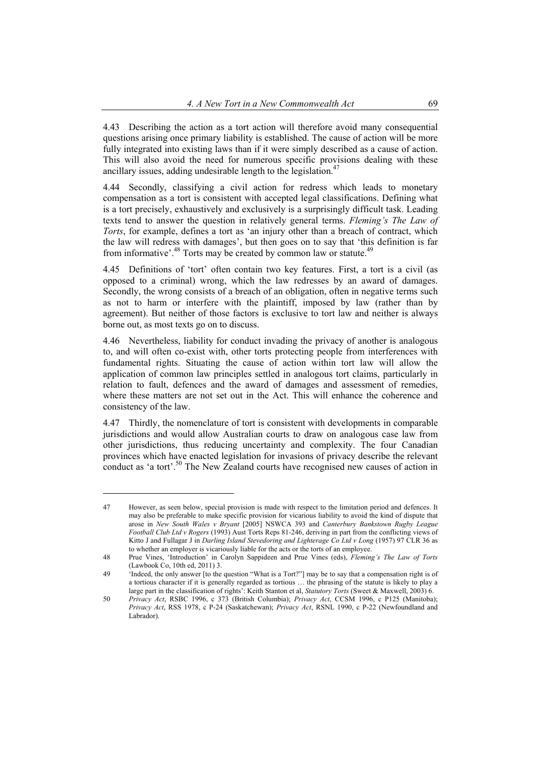4.43 Describing the action as a tort action will therefore avoid many consequential questions arising once primary liability is established. The cause of action will be more fully integrated into existing laws than if it were simply described as a cause of action. This will also avoid the need for numerous specific provisions dealing with these ancillary issues, adding undesirable length to the legislation.[47]

4.44 Secondly, classifying a civil action for redress which leads to monetary compensation as a tort is consistent with accepted legal classifications. Defining what is a tort precisely, exhaustively and exclusively is a surprisingly difficult task. Leading texts tend to answer the question in relatively general terms. *Fleming's The Law of Torts*, for example, defines a tort as 'an injury other than a breach of contract, which the law will redress with damages', but then goes on to say that 'this definition is far from informative'.[48] Torts may be created by common law or statute.[49]

4.45 Definitions of 'tort' often contain two key features. First, a tort is a civil (as opposed to a criminal) wrong, which the law redresses by an award of damages. Secondly, the wrong consists of a breach of an obligation, often in negative terms such as not to harm or interfere with the plaintiff, imposed by law (rather than by agreement). But neither of those factors is exclusive to tort law and neither is always borne out, as most texts go on to discuss.

4.46 Nevertheless, liability for conduct invading the privacy of another is analogous to, and will often co-exist with, other torts protecting people from interferences with fundamental rights. Situating the cause of action within tort law will allow the application of common law principles settled in analogous tort claims, particularly in relation to fault, defences and the award of damages and assessment of remedies, where these matters are not set out in the Act. This will enhance the coherence and consistency of the law.

4.47 Thirdly, the nomenclature of tort is consistent with developments in comparable jurisdictions and would allow Australian courts to draw on analogous case law from other jurisdictions, thus reducing uncertainty and complexity. The four Canadian provinces which have enacted legislation for invasions of privacy describe the relevant conduct as 'a tort'.[50] The New Zealand courts have recognised new causes of action in

---

47 However, as seen below, special provision is made with respect to the limitation period and defences. It may also be preferable to make specific provision for vicarious liability to avoid the kind of dispute that arose in *New South Wales v Bryant* [2005] NSWCA 393 and *Canterbury Bankstown Rugby League Football Club Ltd v Rogers* (1993) Aust Torts Reps 81-246, deriving in part from the conflicting views of Kitto J and Fullagar J in *Darling Island Stevedoring and Lighterage Co Ltd v Long* (1957) 97 CLR 36 as to whether an employer is vicariously liable for the acts or the torts of an employee.

48 Prue Vines, 'Introduction' in Carolyn Sappideen and Prue Vines (eds), *Fleming's The Law of Torts* (Lawbook Co, 10th ed, 2011) 3.

49 'Indeed, the only answer [to the question "What is a Tort?"] may be to say that a compensation right is of a tortious character if it is generally regarded as tortious … the phrasing of the statute is likely to play a large part in the classification of rights': Keith Stanton et al, *Statutory Torts* (Sweet & Maxwell, 2003) 6.

50 *Privacy Act*, RSBC 1996, c 373 (British Columbia); *Privacy Act*, CCSM 1996, c P125 (Manitoba); *Privacy Act*, RSS 1978, c P-24 (Saskatchewan); *Privacy Act*, RSNL 1990, c P-22 (Newfoundland and Labrador).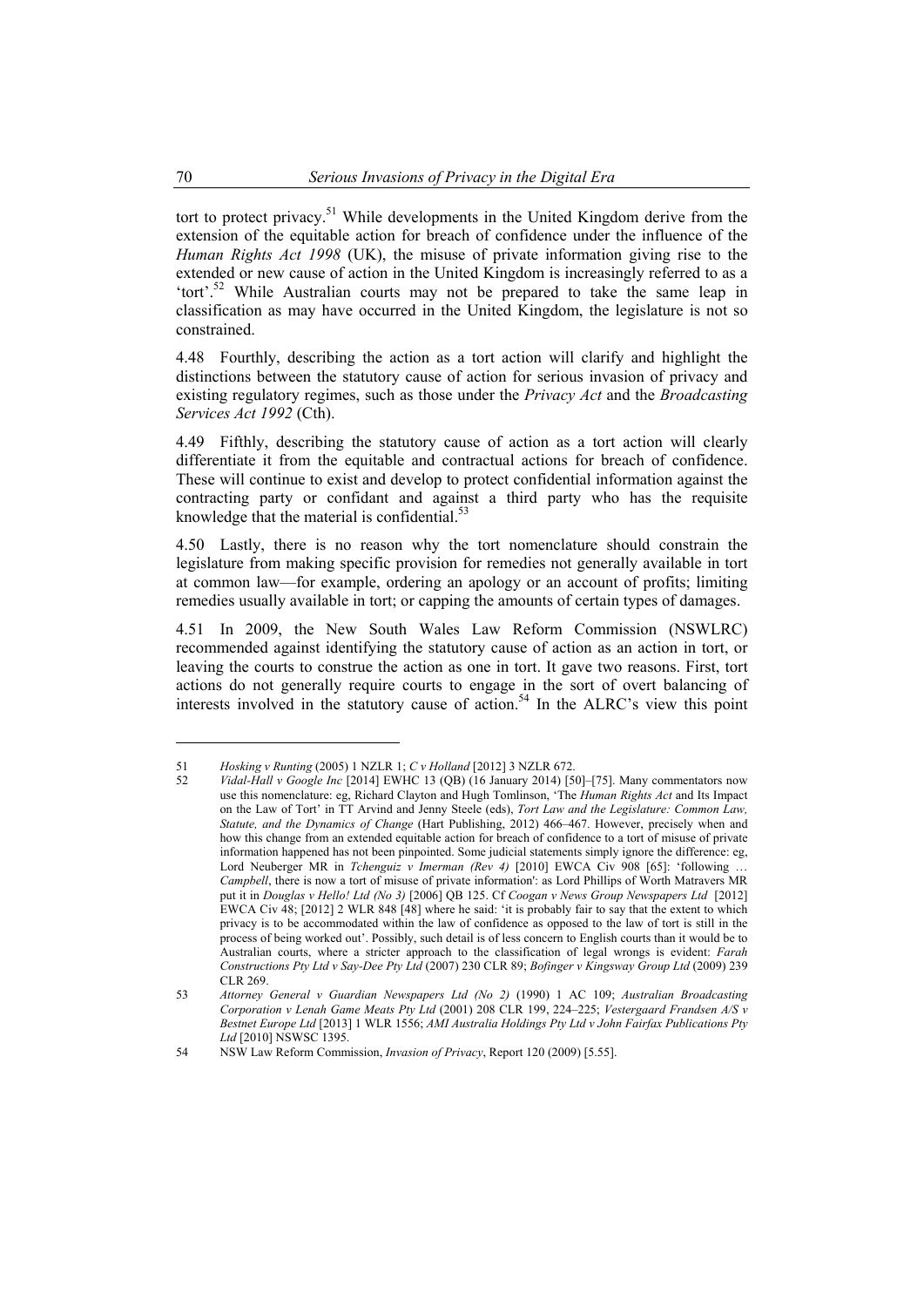tort to protect privacy.[51] While developments in the United Kingdom derive from the extension of the equitable action for breach of confidence under the influence of the *Human Rights Act 1998* (UK), the misuse of private information giving rise to the extended or new cause of action in the United Kingdom is increasingly referred to as a 'tort'.[52] While Australian courts may not be prepared to take the same leap in classification as may have occurred in the United Kingdom, the legislature is not so constrained.

4.48 Fourthly, describing the action as a tort action will clarify and highlight the distinctions between the statutory cause of action for serious invasion of privacy and existing regulatory regimes, such as those under the *Privacy Act* and the *Broadcasting Services Act 1992* (Cth).

4.49 Fifthly, describing the statutory cause of action as a tort action will clearly differentiate it from the equitable and contractual actions for breach of confidence. These will continue to exist and develop to protect confidential information against the contracting party or confidant and against a third party who has the requisite knowledge that the material is confidential.[53]

4.50 Lastly, there is no reason why the tort nomenclature should constrain the legislature from making specific provision for remedies not generally available in tort at common law—for example, ordering an apology or an account of profits; limiting remedies usually available in tort; or capping the amounts of certain types of damages.

4.51 In 2009, the New South Wales Law Reform Commission (NSWLRC) recommended against identifying the statutory cause of action as an action in tort, or leaving the courts to construe the action as one in tort. It gave two reasons. First, tort actions do not generally require courts to engage in the sort of overt balancing of interests involved in the statutory cause of action.[54] In the ALRC's view this point

---

51 *Hosking v Runting* (2005) 1 NZLR 1; *C v Holland* [2012] 3 NZLR 672.

52 *Vidal-Hall v Google Inc* [2014] EWHC 13 (QB) (16 January 2014) [50]–[75]. Many commentators now use this nomenclature: eg, Richard Clayton and Hugh Tomlinson, 'The *Human Rights Act* and Its Impact on the Law of Tort' in TT Arvind and Jenny Steele (eds), *Tort Law and the Legislature: Common Law, Statute, and the Dynamics of Change* (Hart Publishing, 2012) 466–467. However, precisely when and how this change from an extended equitable action for breach of confidence to a tort of misuse of private information happened has not been pinpointed. Some judicial statements simply ignore the difference: eg, Lord Neuberger MR in *Tchenguiz v Imerman (Rev 4)* [2010] EWCA Civ 908 [65]: 'following … *Campbell*, there is now a tort of misuse of private information': as Lord Phillips of Worth Matravers MR put it in *Douglas v Hello! Ltd (No 3)* [2006] QB 125. Cf *Coogan v News Group Newspapers Ltd* [2012] EWCA Civ 48; [2012] 2 WLR 848 [48] where he said: 'it is probably fair to say that the extent to which privacy is to be accommodated within the law of confidence as opposed to the law of tort is still in the process of being worked out'. Possibly, such detail is of less concern to English courts than it would be to Australian courts, where a stricter approach to the classification of legal wrongs is evident: *Farah Constructions Pty Ltd v Say-Dee Pty Ltd* (2007) 230 CLR 89; *Bofinger v Kingsway Group Ltd* (2009) 239 CLR 269.

53 *Attorney General v Guardian Newspapers Ltd (No 2)* (1990) 1 AC 109; *Australian Broadcasting Corporation v Lenah Game Meats Pty Ltd* (2001) 208 CLR 199, 224–225; *Vestergaard Frandsen A/S v Bestnet Europe Ltd* [2013] 1 WLR 1556; *AMI Australia Holdings Pty Ltd v John Fairfax Publications Pty Ltd* [2010] NSWSC 1395.

54 NSW Law Reform Commission, *Invasion of Privacy*, Report 120 (2009) [5.55].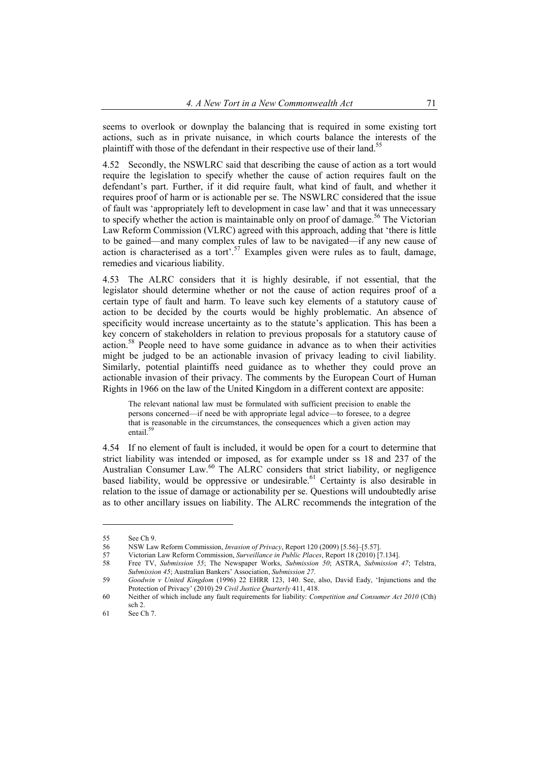seems to overlook or downplay the balancing that is required in some existing tort actions, such as in private nuisance, in which courts balance the interests of the plaintiff with those of the defendant in their respective use of their land.[55]

4.52 Secondly, the NSWLRC said that describing the cause of action as a tort would require the legislation to specify whether the cause of action requires fault on the defendant's part. Further, if it did require fault, what kind of fault, and whether it requires proof of harm or is actionable per se. The NSWLRC considered that the issue of fault was 'appropriately left to development in case law' and that it was unnecessary to specify whether the action is maintainable only on proof of damage.[56] The Victorian Law Reform Commission (VLRC) agreed with this approach, adding that 'there is little to be gained—and many complex rules of law to be navigated—if any new cause of action is characterised as a tort'.[57] Examples given were rules as to fault, damage, remedies and vicarious liability.

4.53 The ALRC considers that it is highly desirable, if not essential, that the legislator should determine whether or not the cause of action requires proof of a certain type of fault and harm. To leave such key elements of a statutory cause of action to be decided by the courts would be highly problematic. An absence of specificity would increase uncertainty as to the statute's application. This has been a key concern of stakeholders in relation to previous proposals for a statutory cause of action.[58] People need to have some guidance in advance as to when their activities might be judged to be an actionable invasion of privacy leading to civil liability. Similarly, potential plaintiffs need guidance as to whether they could prove an actionable invasion of their privacy. The comments by the European Court of Human Rights in 1966 on the law of the United Kingdom in a different context are apposite:

> The relevant national law must be formulated with sufficient precision to enable the persons concerned—if need be with appropriate legal advice—to foresee, to a degree that is reasonable in the circumstances, the consequences which a given action may entail.[59]

4.54 If no element of fault is included, it would be open for a court to determine that strict liability was intended or imposed, as for example under ss 18 and 237 of the Australian Consumer Law.[60] The ALRC considers that strict liability, or negligence based liability, would be oppressive or undesirable.[61] Certainty is also desirable in relation to the issue of damage or actionability per se. Questions will undoubtedly arise as to other ancillary issues on liability. The ALRC recommends the integration of the

---

55 See Ch 9.

56 NSW Law Reform Commission, *Invasion of Privacy*, Report 120 (2009) [5.56]–[5.57].

57 Victorian Law Reform Commission, *Surveillance in Public Places*, Report 18 (2010) [7.134].

58 Free TV, *Submission 55*; The Newspaper Works, *Submission 50*; ASTRA, *Submission 47*; Telstra, *Submission 45*; Australian Bankers' Association, *Submission 27*.

59 *Goodwin v United Kingdom* (1996) 22 EHRR 123, 140. See, also, David Eady, 'Injunctions and the Protection of Privacy' (2010) 29 *Civil Justice Quarterly* 411, 418.

60 Neither of which include any fault requirements for liability: *Competition and Consumer Act 2010* (Cth) sch 2.

61 See Ch 7.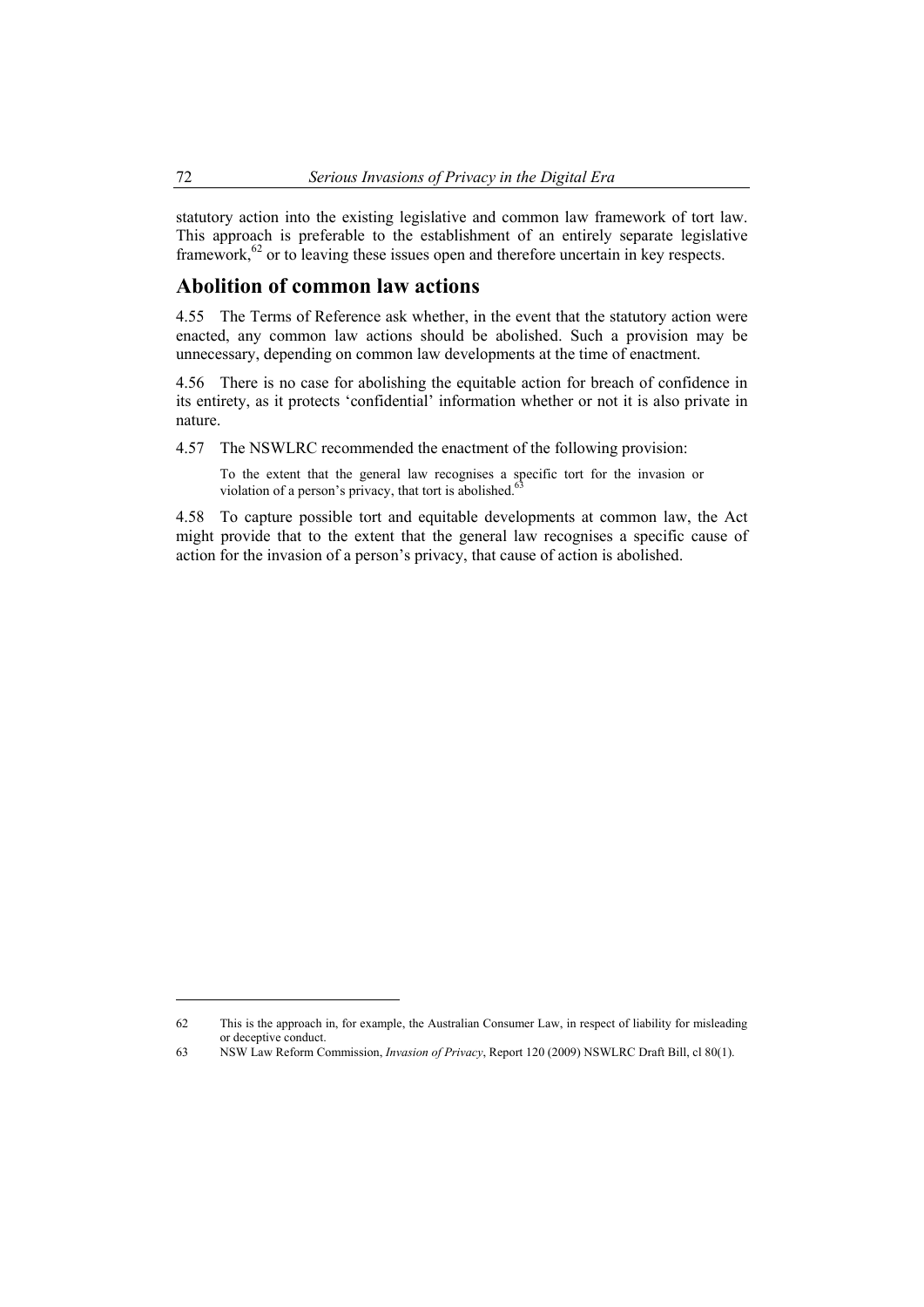statutory action into the existing legislative and common law framework of tort law. This approach is preferable to the establishment of an entirely separate legislative framework,[62] or to leaving these issues open and therefore uncertain in key respects.

## Abolition of common law actions

4.55 The Terms of Reference ask whether, in the event that the statutory action were enacted, any common law actions should be abolished. Such a provision may be unnecessary, depending on common law developments at the time of enactment.

4.56 There is no case for abolishing the equitable action for breach of confidence in its entirety, as it protects 'confidential' information whether or not it is also private in nature.

4.57 The NSWLRC recommended the enactment of the following provision:

> To the extent that the general law recognises a specific tort for the invasion or violation of a person's privacy, that tort is abolished.[63]

4.58 To capture possible tort and equitable developments at common law, the Act might provide that to the extent that the general law recognises a specific cause of action for the invasion of a person's privacy, that cause of action is abolished.

---

62 This is the approach in, for example, the Australian Consumer Law, in respect of liability for misleading or deceptive conduct.

63 NSW Law Reform Commission, *Invasion of Privacy*, Report 120 (2009) NSWLRC Draft Bill, cl 80(1).